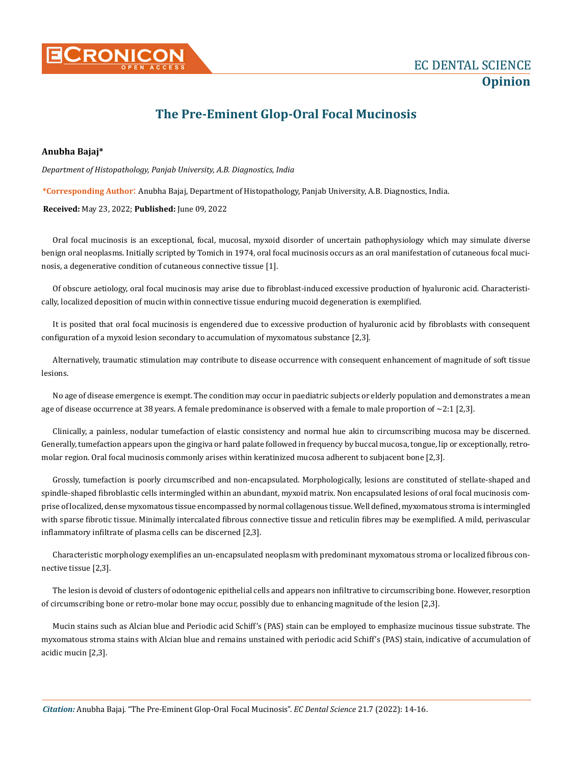EC DENTAL SCIENCE

**Opinion**

# The Pre-Eminent Glop-Oral Focal Mucinosis

**Anubha Bajaj***

*Department of Histopathology, Panjab University, A.B. Diagnostics, India*

**\*Corresponding Author:** Anubha Bajaj, Department of Histopathology, Panjab University, A.B. Diagnostics, India.

**Received:** May 23, 2022; **Published:** June 09, 2022

Oral focal mucinosis is an exceptional, focal, mucosal, myxoid disorder of uncertain pathophysiology which may simulate diverse benign oral neoplasms. Initially scripted by Tomich in 1974, oral focal mucinosis occurs as an oral manifestation of cutaneous focal mucinosis, a degenerative condition of cutaneous connective tissue [1].

Of obscure aetiology, oral focal mucinosis may arise due to fibroblast-induced excessive production of hyaluronic acid. Characteristically, localized deposition of mucin within connective tissue enduring mucoid degeneration is exemplified.

It is posited that oral focal mucinosis is engendered due to excessive production of hyaluronic acid by fibroblasts with consequent configuration of a myxoid lesion secondary to accumulation of myxomatous substance [2,3].

Alternatively, traumatic stimulation may contribute to disease occurrence with consequent enhancement of magnitude of soft tissue lesions.

No age of disease emergence is exempt. The condition may occur in paediatric subjects or elderly population and demonstrates a mean age of disease occurrence at 38 years. A female predominance is observed with a female to male proportion of ~2:1 [2,3].

Clinically, a painless, nodular tumefaction of elastic consistency and normal hue akin to circumscribing mucosa may be discerned. Generally, tumefaction appears upon the gingiva or hard palate followed in frequency by buccal mucosa, tongue, lip or exceptionally, retro-molar region. Oral focal mucinosis commonly arises within keratinized mucosa adherent to subjacent bone [2,3].

Grossly, tumefaction is poorly circumscribed and non-encapsulated. Morphologically, lesions are constituted of stellate-shaped and spindle-shaped fibroblastic cells intermingled within an abundant, myxoid matrix. Non encapsulated lesions of oral focal mucinosis comprise of localized, dense myxomatous tissue encompassed by normal collagenous tissue. Well defined, myxomatous stroma is intermingled with sparse fibrotic tissue. Minimally intercalated fibrous connective tissue and reticulin fibres may be exemplified. A mild, perivascular inflammatory infiltrate of plasma cells can be discerned [2,3].

Characteristic morphology exemplifies an un-encapsulated neoplasm with predominant myxomatous stroma or localized fibrous connective tissue [2,3].

The lesion is devoid of clusters of odontogenic epithelial cells and appears non infiltrative to circumscribing bone. However, resorption of circumscribing bone or retro-molar bone may occur, possibly due to enhancing magnitude of the lesion [2,3].

Mucin stains such as Alcian blue and Periodic acid Schiff's (PAS) stain can be employed to emphasize mucinous tissue substrate. The myxomatous stroma stains with Alcian blue and remains unstained with periodic acid Schiff's (PAS) stain, indicative of accumulation of acidic mucin [2,3].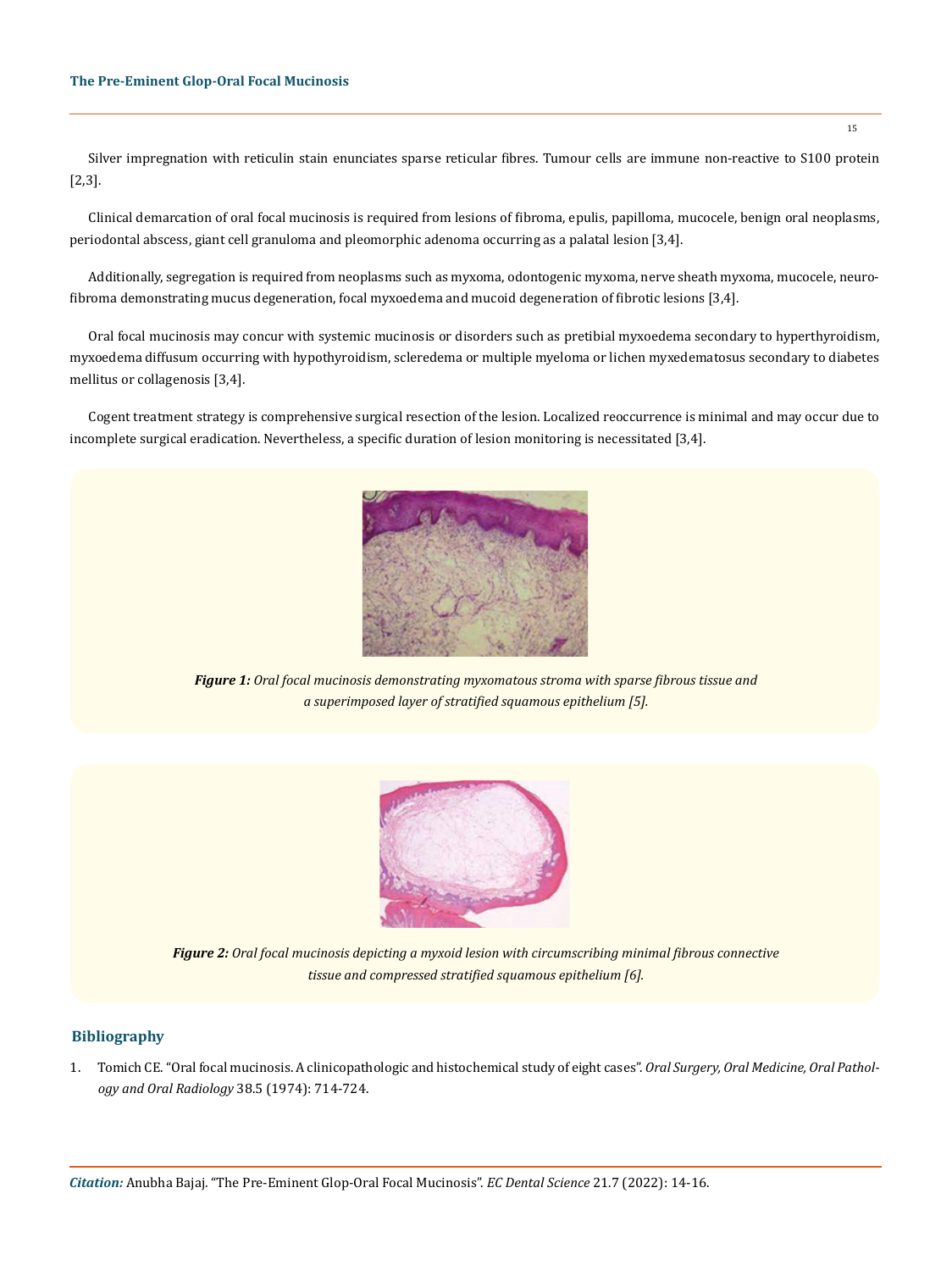Silver impregnation with reticulin stain enunciates sparse reticular fibres. Tumour cells are immune non-reactive to S100 protein [2,3].

Clinical demarcation of oral focal mucinosis is required from lesions of fibroma, epulis, papilloma, mucocele, benign oral neoplasms, periodontal abscess, giant cell granuloma and pleomorphic adenoma occurring as a palatal lesion [3,4].

Additionally, segregation is required from neoplasms such as myxoma, odontogenic myxoma, nerve sheath myxoma, mucocele, neurofibroma demonstrating mucus degeneration, focal myxoedema and mucoid degeneration of fibrotic lesions [3,4].

Oral focal mucinosis may concur with systemic mucinosis or disorders such as pretibial myxoedema secondary to hyperthyroidism, myxoedema diffusum occurring with hypothyroidism, scleredema or multiple myeloma or lichen myxedematosus secondary to diabetes mellitus or collagenosis [3,4].

Cogent treatment strategy is comprehensive surgical resection of the lesion. Localized reoccurrence is minimal and may occur due to incomplete surgical eradication. Nevertheless, a specific duration of lesion monitoring is necessitated [3,4].

***Figure 1:*** *Oral focal mucinosis demonstrating myxomatous stroma with sparse fibrous tissue and a superimposed layer of stratified squamous epithelium [5].*

***Figure 2:*** *Oral focal mucinosis depicting a myxoid lesion with circumscribing minimal fibrous connective tissue and compressed stratified squamous epithelium [6].*

## Bibliography

1. Tomich CE. "Oral focal mucinosis. A clinicopathologic and histochemical study of eight cases". *Oral Surgery, Oral Medicine, Oral Pathology and Oral Radiology* 38.5 (1974): 714-724.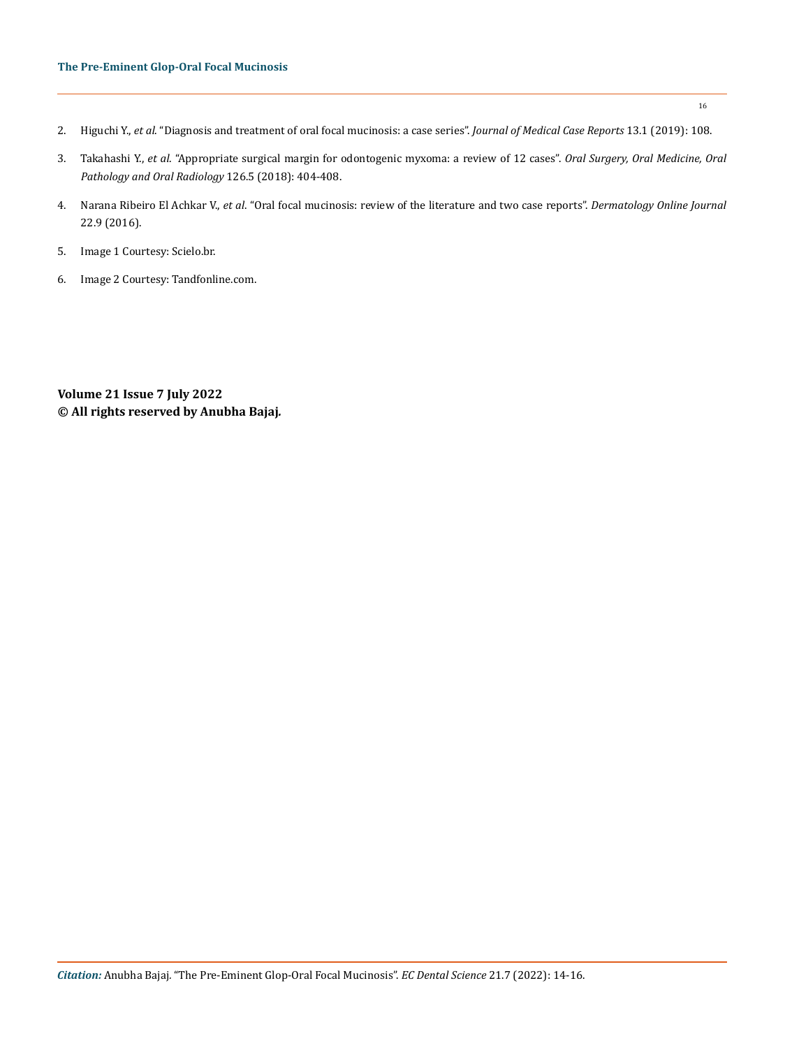2. Higuchi Y., *et al*. "Diagnosis and treatment of oral focal mucinosis: a case series". *Journal of Medical Case Reports* 13.1 (2019): 108.
3. Takahashi Y., *et al*. "Appropriate surgical margin for odontogenic myxoma: a review of 12 cases". *Oral Surgery, Oral Medicine, Oral Pathology and Oral Radiology* 126.5 (2018): 404-408.
4. Narana Ribeiro El Achkar V., *et al*. "Oral focal mucinosis: review of the literature and two case reports". *Dermatology Online Journal* 22.9 (2016).
5. Image 1 Courtesy: Scielo.br.
6. Image 2 Courtesy: Tandfonline.com.

**Volume 21 Issue 7 July 2022**
**© All rights reserved by Anubha Bajaj.**